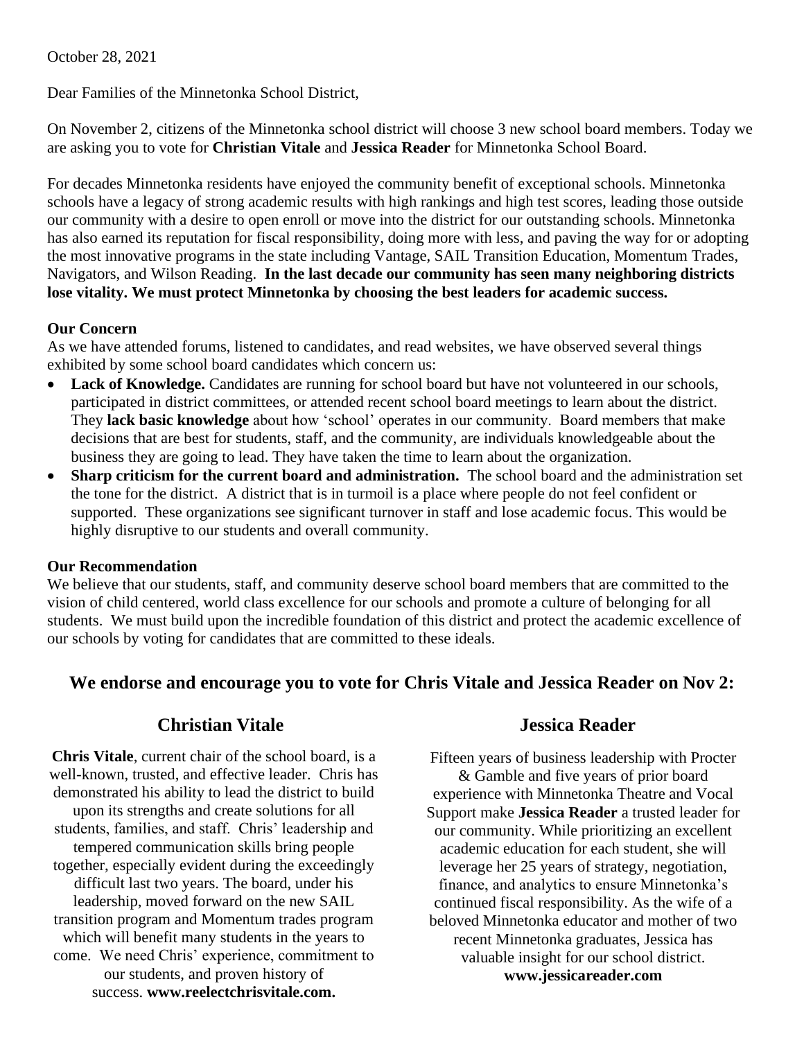October 28, 2021

Dear Families of the Minnetonka School District,

On November 2, citizens of the Minnetonka school district will choose 3 new school board members. Today we are asking you to vote for **Christian Vitale** and **Jessica Reader** for Minnetonka School Board.

For decades Minnetonka residents have enjoyed the community benefit of exceptional schools. Minnetonka schools have a legacy of strong academic results with high rankings and high test scores, leading those outside our community with a desire to open enroll or move into the district for our outstanding schools. Minnetonka has also earned its reputation for fiscal responsibility, doing more with less, and paving the way for or adopting the most innovative programs in the state including Vantage, SAIL Transition Education, Momentum Trades, Navigators, and Wilson Reading. **In the last decade our community has seen many neighboring districts lose vitality. We must protect Minnetonka by choosing the best leaders for academic success.**

**Our Concern**

As we have attended forums, listened to candidates, and read websites, we have observed several things exhibited by some school board candidates which concern us:

- **Lack of Knowledge.** Candidates are running for school board but have not volunteered in our schools, participated in district committees, or attended recent school board meetings to learn about the district. They **lack basic knowledge** about how 'school' operates in our community. Board members that make decisions that are best for students, staff, and the community, are individuals knowledgeable about the business they are going to lead. They have taken the time to learn about the organization.
- **Sharp criticism for the current board and administration.** The school board and the administration set the tone for the district. A district that is in turmoil is a place where people do not feel confident or supported. These organizations see significant turnover in staff and lose academic focus. This would be highly disruptive to our students and overall community.

**Our Recommendation**

We believe that our students, staff, and community deserve school board members that are committed to the vision of child centered, world class excellence for our schools and promote a culture of belonging for all students. We must build upon the incredible foundation of this district and protect the academic excellence of our schools by voting for candidates that are committed to these ideals.

## We endorse and encourage you to vote for Chris Vitale and Jessica Reader on Nov 2:

### Christian Vitale

**Chris Vitale**, current chair of the school board, is a well-known, trusted, and effective leader. Chris has demonstrated his ability to lead the district to build upon its strengths and create solutions for all students, families, and staff. Chris' leadership and tempered communication skills bring people together, especially evident during the exceedingly difficult last two years. The board, under his leadership, moved forward on the new SAIL transition program and Momentum trades program which will benefit many students in the years to come. We need Chris' experience, commitment to our students, and proven history of success. **www.reelectchrisvitale.com.**

### Jessica Reader

Fifteen years of business leadership with Procter & Gamble and five years of prior board experience with Minnetonka Theatre and Vocal Support make **Jessica Reader** a trusted leader for our community. While prioritizing an excellent academic education for each student, she will leverage her 25 years of strategy, negotiation, finance, and analytics to ensure Minnetonka's continued fiscal responsibility. As the wife of a beloved Minnetonka educator and mother of two recent Minnetonka graduates, Jessica has valuable insight for our school district. **www.jessicareader.com**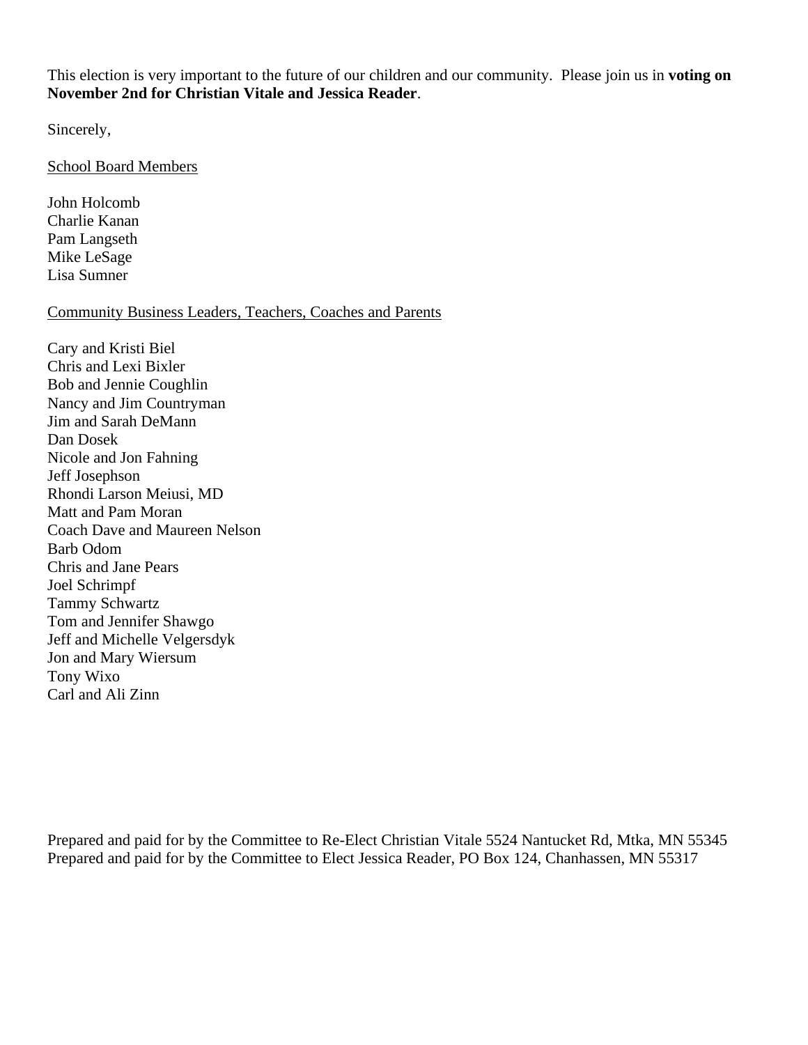This election is very important to the future of our children and our community. Please join us in **voting on November 2nd for Christian Vitale and Jessica Reader**.

Sincerely,

<u>School Board Members</u>

John Holcomb
Charlie Kanan
Pam Langseth
Mike LeSage
Lisa Sumner

<u>Community Business Leaders, Teachers, Coaches and Parents</u>

Cary and Kristi Biel
Chris and Lexi Bixler
Bob and Jennie Coughlin
Nancy and Jim Countryman
Jim and Sarah DeMann
Dan Dosek
Nicole and Jon Fahning
Jeff Josephson
Rhondi Larson Meiusi, MD
Matt and Pam Moran
Coach Dave and Maureen Nelson
Barb Odom
Chris and Jane Pears
Joel Schrimpf
Tammy Schwartz
Tom and Jennifer Shawgo
Jeff and Michelle Velgersdyk
Jon and Mary Wiersum
Tony Wixo
Carl and Ali Zinn

Prepared and paid for by the Committee to Re-Elect Christian Vitale 5524 Nantucket Rd, Mtka, MN 55345
Prepared and paid for by the Committee to Elect Jessica Reader, PO Box 124, Chanhassen, MN 55317